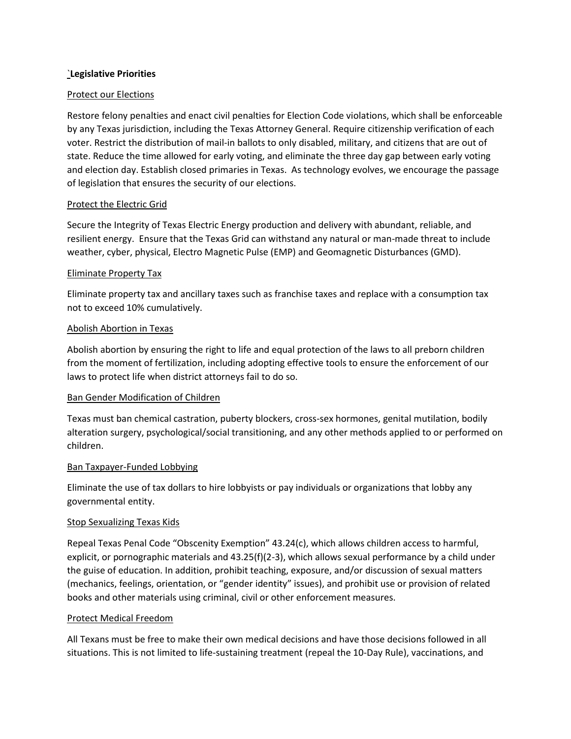**`Legislative Priorities**

Protect our Elections

Restore felony penalties and enact civil penalties for Election Code violations, which shall be enforceable by any Texas jurisdiction, including the Texas Attorney General. Require citizenship verification of each voter. Restrict the distribution of mail-in ballots to only disabled, military, and citizens that are out of state. Reduce the time allowed for early voting, and eliminate the three day gap between early voting and election day. Establish closed primaries in Texas. As technology evolves, we encourage the passage of legislation that ensures the security of our elections.

Protect the Electric Grid

Secure the Integrity of Texas Electric Energy production and delivery with abundant, reliable, and resilient energy. Ensure that the Texas Grid can withstand any natural or man-made threat to include weather, cyber, physical, Electro Magnetic Pulse (EMP) and Geomagnetic Disturbances (GMD).

Eliminate Property Tax

Eliminate property tax and ancillary taxes such as franchise taxes and replace with a consumption tax not to exceed 10% cumulatively.

Abolish Abortion in Texas

Abolish abortion by ensuring the right to life and equal protection of the laws to all preborn children from the moment of fertilization, including adopting effective tools to ensure the enforcement of our laws to protect life when district attorneys fail to do so.

Ban Gender Modification of Children

Texas must ban chemical castration, puberty blockers, cross-sex hormones, genital mutilation, bodily alteration surgery, psychological/social transitioning, and any other methods applied to or performed on children.

Ban Taxpayer-Funded Lobbying

Eliminate the use of tax dollars to hire lobbyists or pay individuals or organizations that lobby any governmental entity.

Stop Sexualizing Texas Kids

Repeal Texas Penal Code "Obscenity Exemption" 43.24(c), which allows children access to harmful, explicit, or pornographic materials and 43.25(f)(2-3), which allows sexual performance by a child under the guise of education. In addition, prohibit teaching, exposure, and/or discussion of sexual matters (mechanics, feelings, orientation, or "gender identity" issues), and prohibit use or provision of related books and other materials using criminal, civil or other enforcement measures.

Protect Medical Freedom

All Texans must be free to make their own medical decisions and have those decisions followed in all situations. This is not limited to life-sustaining treatment (repeal the 10-Day Rule), vaccinations, and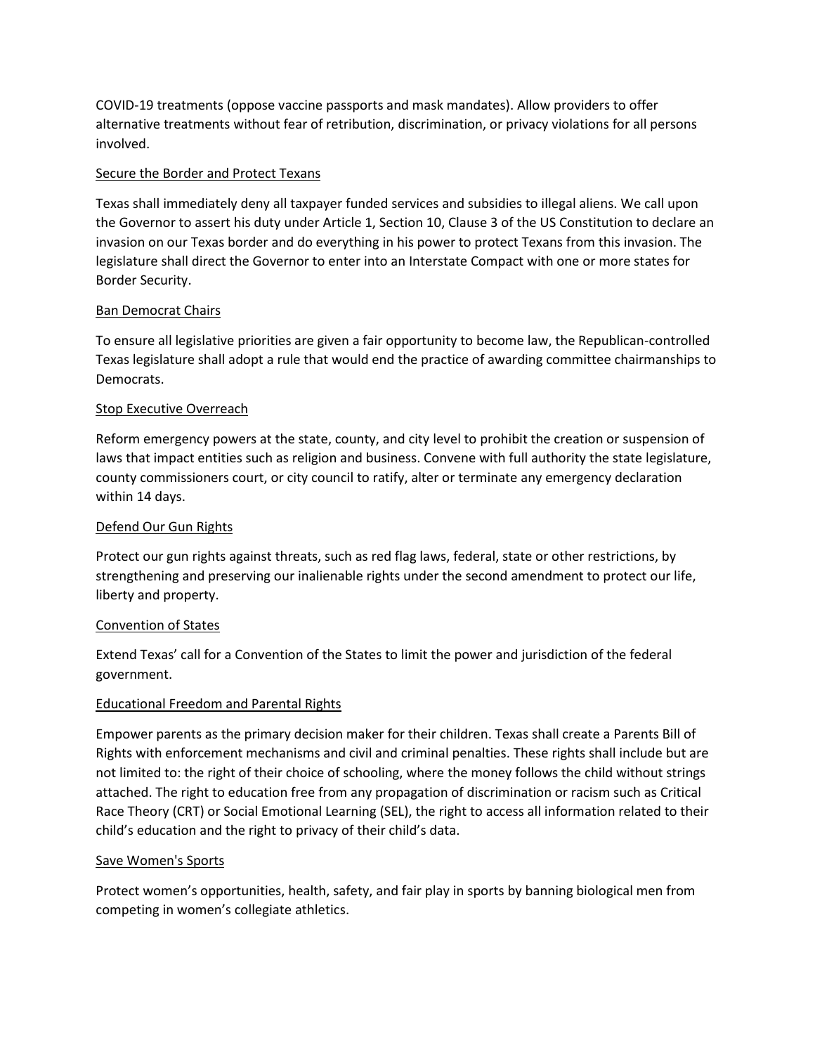COVID-19 treatments (oppose vaccine passports and mask mandates). Allow providers to offer alternative treatments without fear of retribution, discrimination, or privacy violations for all persons involved.

<u>Secure the Border and Protect Texans</u>

Texas shall immediately deny all taxpayer funded services and subsidies to illegal aliens. We call upon the Governor to assert his duty under Article 1, Section 10, Clause 3 of the US Constitution to declare an invasion on our Texas border and do everything in his power to protect Texans from this invasion. The legislature shall direct the Governor to enter into an Interstate Compact with one or more states for Border Security.

<u>Ban Democrat Chairs</u>

To ensure all legislative priorities are given a fair opportunity to become law, the Republican-controlled Texas legislature shall adopt a rule that would end the practice of awarding committee chairmanships to Democrats.

<u>Stop Executive Overreach</u>

Reform emergency powers at the state, county, and city level to prohibit the creation or suspension of laws that impact entities such as religion and business. Convene with full authority the state legislature, county commissioners court, or city council to ratify, alter or terminate any emergency declaration within 14 days.

<u>Defend Our Gun Rights</u>

Protect our gun rights against threats, such as red flag laws, federal, state or other restrictions, by strengthening and preserving our inalienable rights under the second amendment to protect our life, liberty and property.

<u>Convention of States</u>

Extend Texas' call for a Convention of the States to limit the power and jurisdiction of the federal government.

<u>Educational Freedom and Parental Rights</u>

Empower parents as the primary decision maker for their children. Texas shall create a Parents Bill of Rights with enforcement mechanisms and civil and criminal penalties. These rights shall include but are not limited to: the right of their choice of schooling, where the money follows the child without strings attached. The right to education free from any propagation of discrimination or racism such as Critical Race Theory (CRT) or Social Emotional Learning (SEL), the right to access all information related to their child's education and the right to privacy of their child's data.

<u>Save Women's Sports</u>

Protect women's opportunities, health, safety, and fair play in sports by banning biological men from competing in women's collegiate athletics.